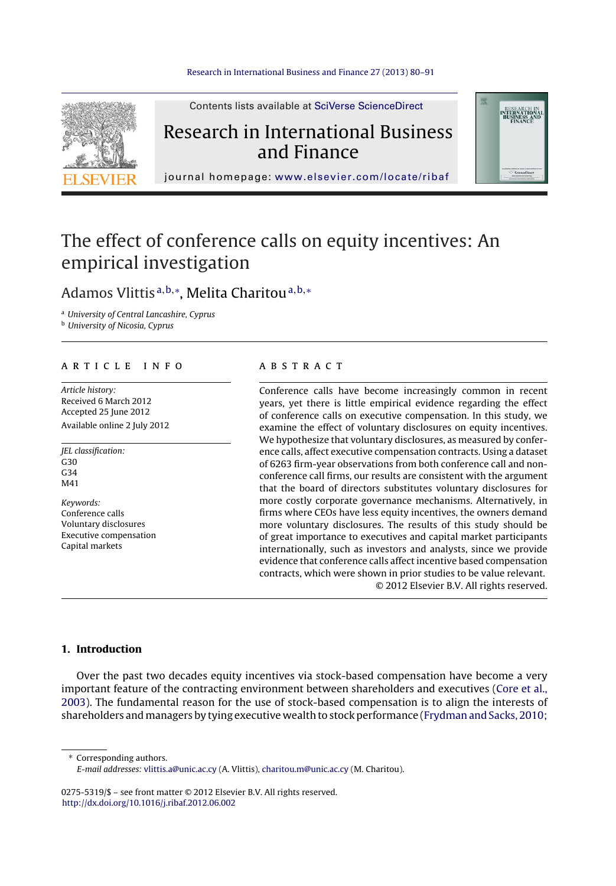# The effect of conference calls on equity incentives: An empirical investigation

Adamos Vlittis[a,b,*], Melita Charitou[a,b,*]

[a] *University of Central Lancashire, Cyprus*
[b] *University of Nicosia, Cyprus*

## ARTICLE INFO

*Article history:*
Received 6 March 2012
Accepted 25 June 2012
Available online 2 July 2012

*JEL classification:*
G30
G34
M41

*Keywords:*
Conference calls
Voluntary disclosures
Executive compensation
Capital markets

## ABSTRACT

Conference calls have become increasingly common in recent years, yet there is little empirical evidence regarding the effect of conference calls on executive compensation. In this study, we examine the effect of voluntary disclosures on equity incentives. We hypothesize that voluntary disclosures, as measured by conference calls, affect executive compensation contracts. Using a dataset of 6263 firm-year observations from both conference call and non-conference call firms, our results are consistent with the argument that the board of directors substitutes voluntary disclosures for more costly corporate governance mechanisms. Alternatively, in firms where CEOs have less equity incentives, the owners demand more voluntary disclosures. The results of this study should be of great importance to executives and capital market participants internationally, such as investors and analysts, since we provide evidence that conference calls affect incentive based compensation contracts, which were shown in prior studies to be value relevant.

© 2012 Elsevier B.V. All rights reserved.

## 1. Introduction

Over the past two decades equity incentives via stock-based compensation have become a very important feature of the contracting environment between shareholders and executives (Core et al., 2003). The fundamental reason for the use of stock-based compensation is to align the interests of shareholders and managers by tying executive wealth to stock performance (Frydman and Sacks, 2010;

\* Corresponding authors.
*E-mail addresses:* vlittis.a@unic.ac.cy (A. Vlittis), charitou.m@unic.ac.cy (M. Charitou).

0275-5319/$ – see front matter © 2012 Elsevier B.V. All rights reserved.
http://dx.doi.org/10.1016/j.ribaf.2012.06.002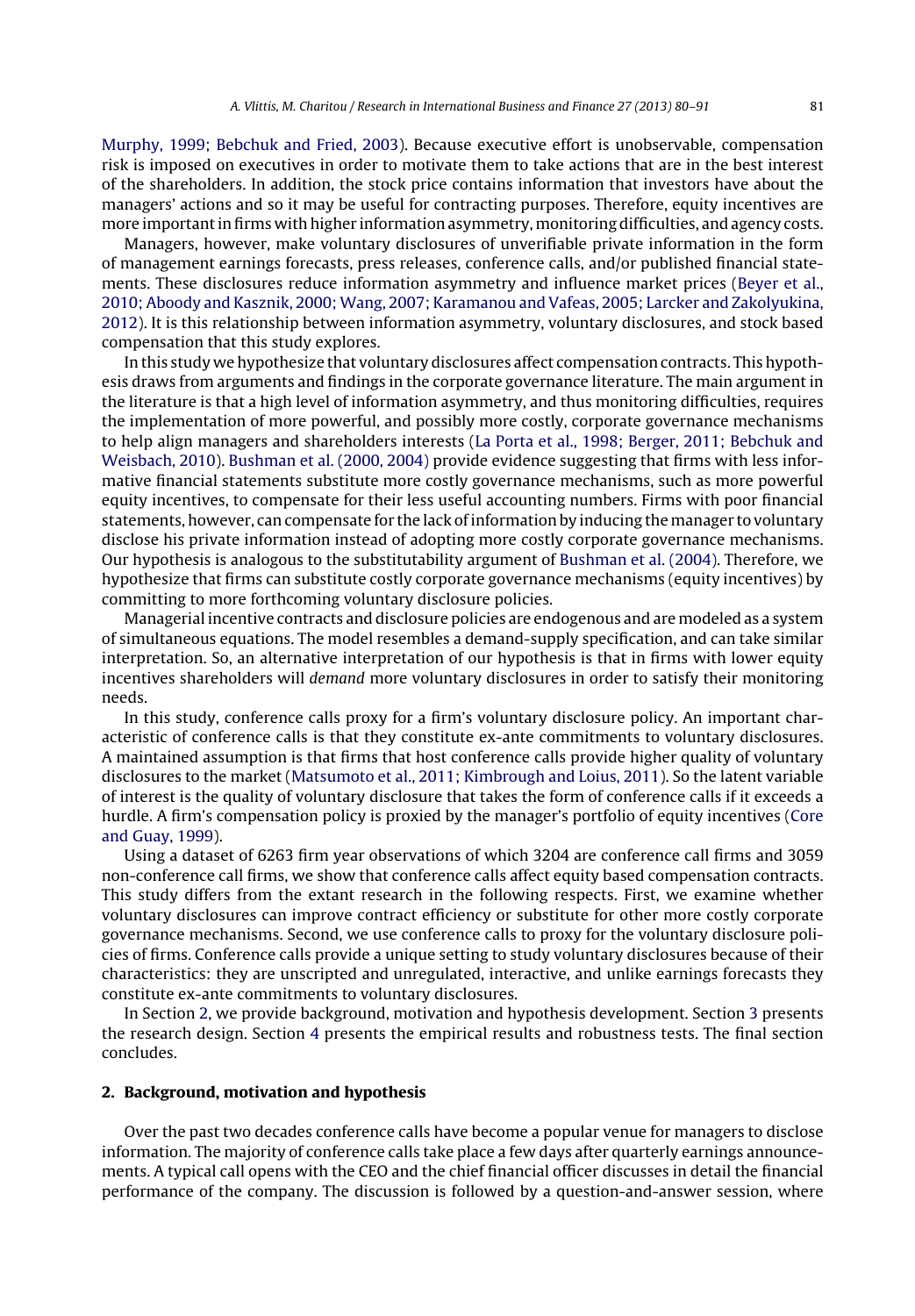Murphy, 1999; Bebchuk and Fried, 2003). Because executive effort is unobservable, compensation risk is imposed on executives in order to motivate them to take actions that are in the best interest of the shareholders. In addition, the stock price contains information that investors have about the managers' actions and so it may be useful for contracting purposes. Therefore, equity incentives are more important in firms with higher information asymmetry, monitoring difficulties, and agency costs.

Managers, however, make voluntary disclosures of unverifiable private information in the form of management earnings forecasts, press releases, conference calls, and/or published financial statements. These disclosures reduce information asymmetry and influence market prices (Beyer et al., 2010; Aboody and Kasznik, 2000; Wang, 2007; Karamanou and Vafeas, 2005; Larcker and Zakolyukina, 2012). It is this relationship between information asymmetry, voluntary disclosures, and stock based compensation that this study explores.

In this study we hypothesize that voluntary disclosures affect compensation contracts. This hypothesis draws from arguments and findings in the corporate governance literature. The main argument in the literature is that a high level of information asymmetry, and thus monitoring difficulties, requires the implementation of more powerful, and possibly more costly, corporate governance mechanisms to help align managers and shareholders interests (La Porta et al., 1998; Berger, 2011; Bebchuk and Weisbach, 2010). Bushman et al. (2000, 2004) provide evidence suggesting that firms with less informative financial statements substitute more costly governance mechanisms, such as more powerful equity incentives, to compensate for their less useful accounting numbers. Firms with poor financial statements, however, can compensate for the lack of information by inducing the manager to voluntary disclose his private information instead of adopting more costly corporate governance mechanisms. Our hypothesis is analogous to the substitutability argument of Bushman et al. (2004). Therefore, we hypothesize that firms can substitute costly corporate governance mechanisms (equity incentives) by committing to more forthcoming voluntary disclosure policies.

Managerial incentive contracts and disclosure policies are endogenous and are modeled as a system of simultaneous equations. The model resembles a demand-supply specification, and can take similar interpretation. So, an alternative interpretation of our hypothesis is that in firms with lower equity incentives shareholders will *demand* more voluntary disclosures in order to satisfy their monitoring needs.

In this study, conference calls proxy for a firm's voluntary disclosure policy. An important characteristic of conference calls is that they constitute ex-ante commitments to voluntary disclosures. A maintained assumption is that firms that host conference calls provide higher quality of voluntary disclosures to the market (Matsumoto et al., 2011; Kimbrough and Loius, 2011). So the latent variable of interest is the quality of voluntary disclosure that takes the form of conference calls if it exceeds a hurdle. A firm's compensation policy is proxied by the manager's portfolio of equity incentives (Core and Guay, 1999).

Using a dataset of 6263 firm year observations of which 3204 are conference call firms and 3059 non-conference call firms, we show that conference calls affect equity based compensation contracts. This study differs from the extant research in the following respects. First, we examine whether voluntary disclosures can improve contract efficiency or substitute for other more costly corporate governance mechanisms. Second, we use conference calls to proxy for the voluntary disclosure policies of firms. Conference calls provide a unique setting to study voluntary disclosures because of their characteristics: they are unscripted and unregulated, interactive, and unlike earnings forecasts they constitute ex-ante commitments to voluntary disclosures.

In Section 2, we provide background, motivation and hypothesis development. Section 3 presents the research design. Section 4 presents the empirical results and robustness tests. The final section concludes.

## 2. Background, motivation and hypothesis

Over the past two decades conference calls have become a popular venue for managers to disclose information. The majority of conference calls take place a few days after quarterly earnings announcements. A typical call opens with the CEO and the chief financial officer discusses in detail the financial performance of the company. The discussion is followed by a question-and-answer session, where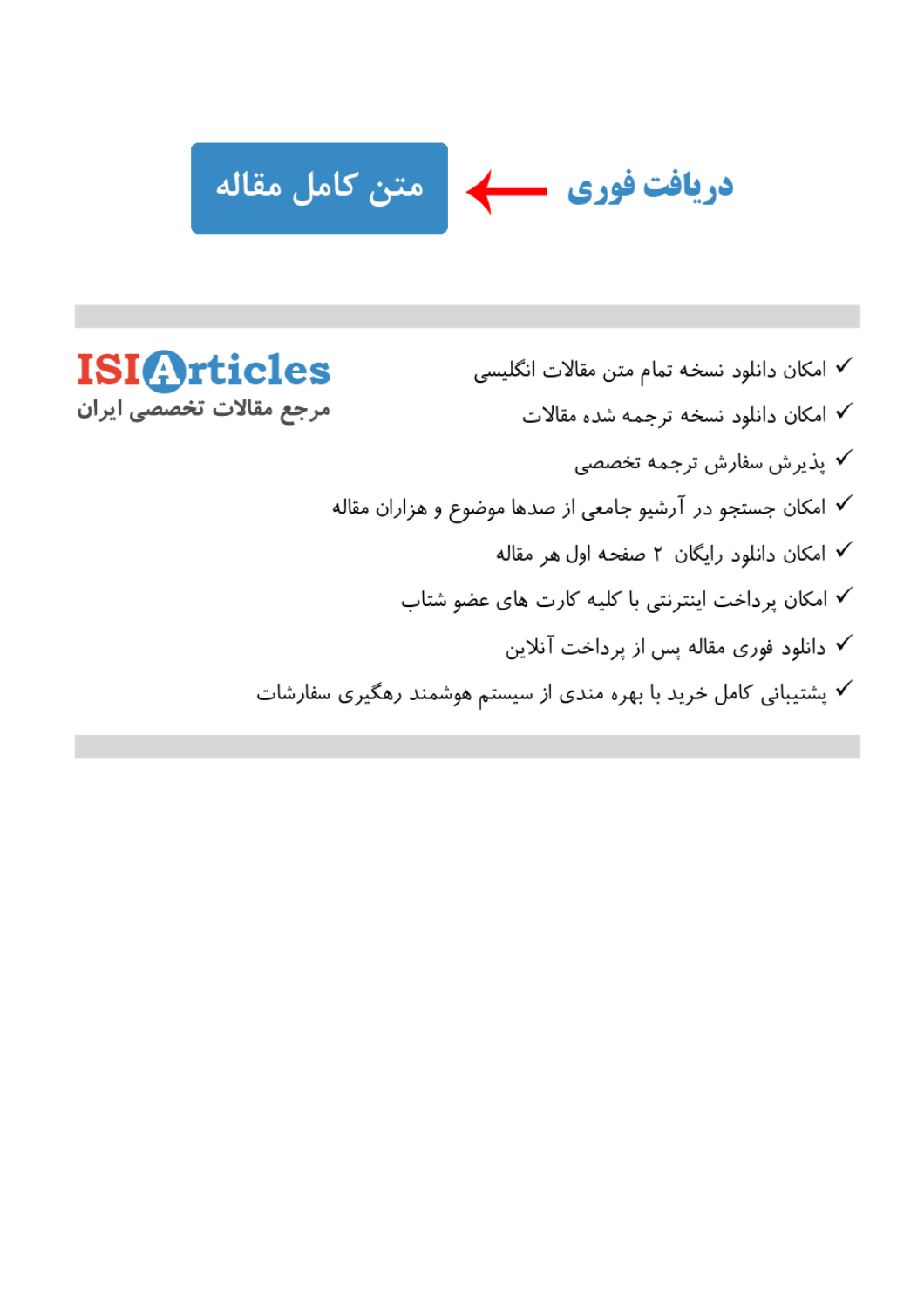دریافت فوری ← متن کامل مقاله

**ISIArticles**
مرجع مقالات تخصصی ایران

- ✓ امکان دانلود نسخه تمام متن مقالات انگلیسی
- ✓ امکان دانلود نسخه ترجمه شده مقالات
- ✓ پذیرش سفارش ترجمه تخصصی
- ✓ امکان جستجو در آرشیو جامعی از صدها موضوع و هزاران مقاله
- ✓ امکان دانلود رایگان ۲ صفحه اول هر مقاله
- ✓ امکان پرداخت اینترنتی با کلیه کارت های عضو شتاب
- ✓ دانلود فوری مقاله پس از پرداخت آنلاین
- ✓ پشتیبانی کامل خرید با بهره مندی از سیستم هوشمند رهگیری سفارشات